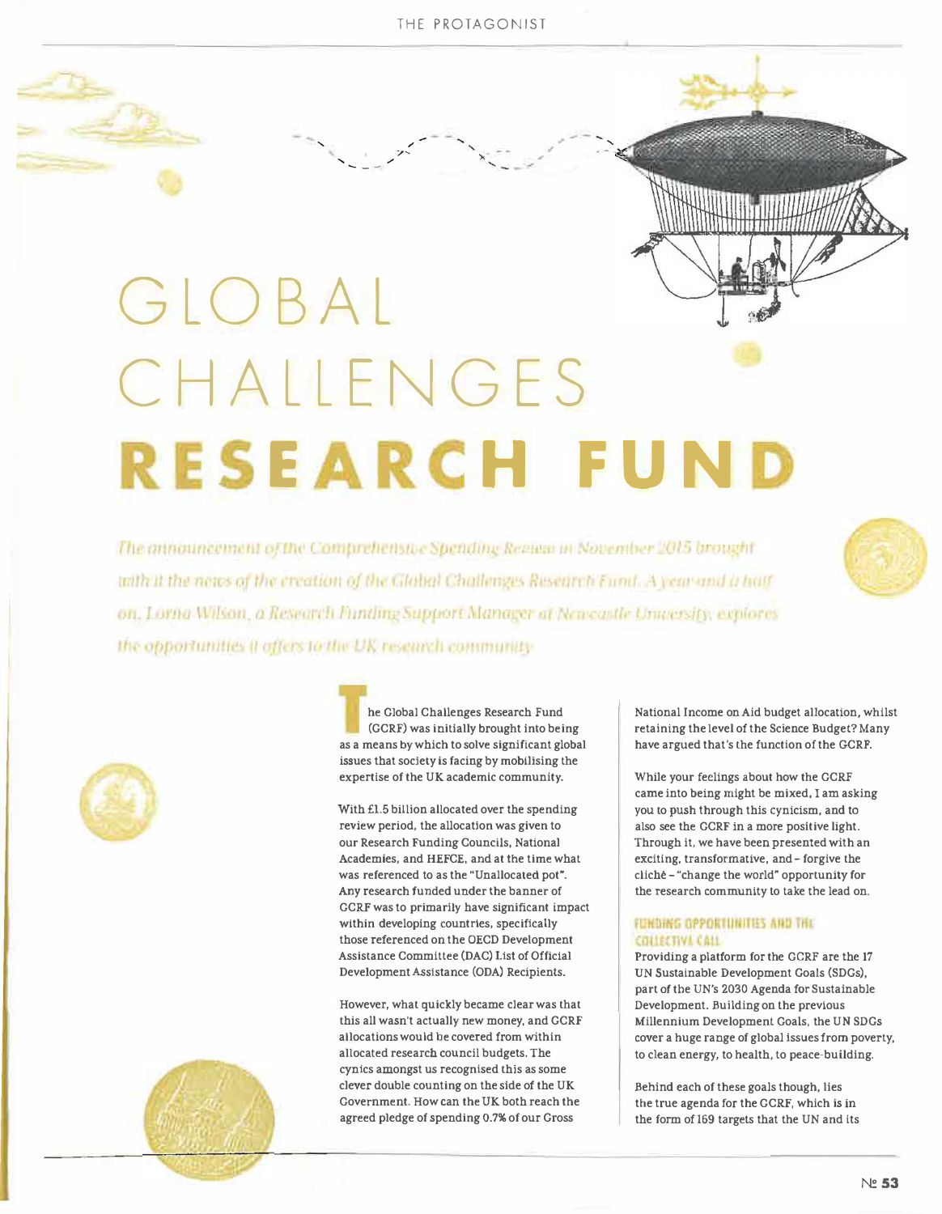# GLOBAL CHALLENGES **RESEARCH FUND**

*The announcement of the Comprehensive Spending Review in November 2015 brought with it the news of the creation of the Global Challenges Research Fund. A year and a half on, Lorna Wilson, a Research Funding Support Manager at Newcastle University, explores the opportunities it offers to the UK research community*

The Global Challenges Research Fund (GCRF) was initially brought into being as a means by which to solve significant global issues that society is facing by mobilising the expertise of the UK academic community.

With £1.5 billion allocated over the spending review period, the allocation was given to our Research Funding Councils, National Academies, and HEFCE, and at the time what was referenced to as the "Unallocated pot". Any research funded under the banner of GCRF was to primarily have significant impact within developing countries, specifically those referenced on the OECD Development Assistance Committee (DAC) List of Official Development Assistance (ODA) Recipients.

However, what quickly became clear was that this all wasn't actually new money, and GCRF allocations would be covered from within allocated research council budgets. The cynics amongst us recognised this as some clever double counting on the side of the UK Government. How can the UK both reach the agreed pledge of spending 0.7% of our Gross National Income on Aid budget allocation, whilst retaining the level of the Science Budget? Many have argued that's the function of the GCRF.

While your feelings about how the GCRF came into being might be mixed, I am asking you to push through this cynicism, and to also see the GCRF in a more positive light. Through it, we have been presented with an exciting, transformative, and – forgive the cliché – "change the world" opportunity for the research community to take the lead on.

## FUNDING OPPORTUNITIES AND THE COLLECTIVE CALL

Providing a platform for the GCRF are the 17 UN Sustainable Development Goals (SDGs), part of the UN's 2030 Agenda for Sustainable Development. Building on the previous Millennium Development Goals, the UN SDGs cover a huge range of global issues from poverty, to clean energy, to health, to peace-building.

Behind each of these goals though, lies the true agenda for the GCRF, which is in the form of 169 targets that the UN and its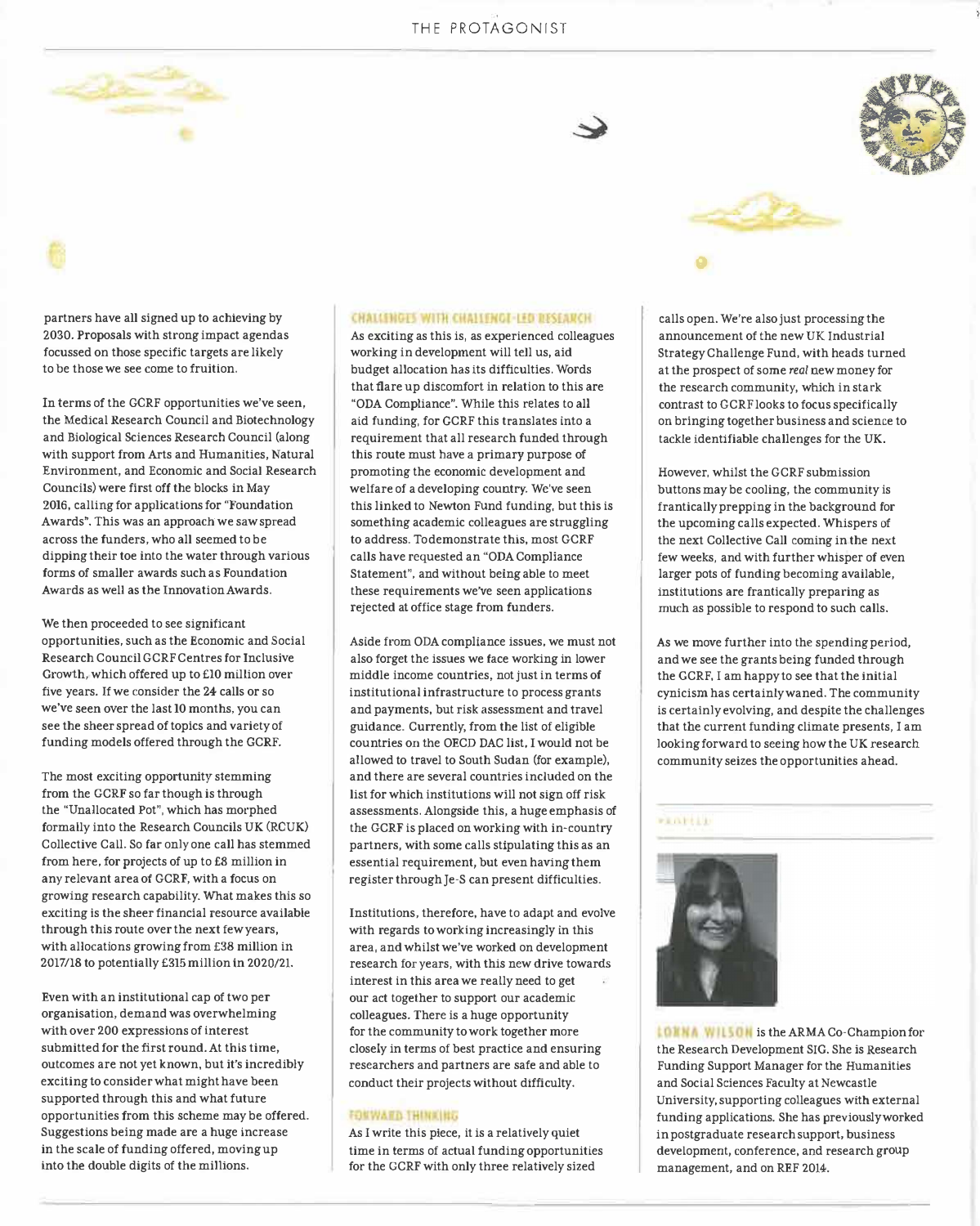partners have all signed up to achieving by 2030. Proposals with strong impact agendas focussed on those specific targets are likely to be those we see come to fruition.

In terms of the GCRF opportunities we've seen, the Medical Research Council and Biotechnology and Biological Sciences Research Council (along with support from Arts and Humanities, Natural Environment, and Economic and Social Research Councils) were first off the blocks in May 2016, calling for applications for "Foundation Awards". This was an approach we saw spread across the funders, who all seemed to be dipping their toe into the water through various forms of smaller awards such as Foundation Awards as well as the Innovation Awards.

We then proceeded to see significant opportunities, such as the Economic and Social Research Council GCRF Centres for Inclusive Growth, which offered up to £10 million over five years. If we consider the 24 calls or so we've seen over the last 10 months, you can see the sheer spread of topics and variety of funding models offered through the GCRF.

The most exciting opportunity stemming from the GCRF so far though is through the "Unallocated Pot", which has morphed formally into the Research Councils UK (RCUK) Collective Call. So far only one call has stemmed from here, for projects of up to £8 million in any relevant area of GCRF, with a focus on growing research capability. What makes this so exciting is the sheer financial resource available through this route over the next few years, with allocations growing from £38 million in 2017/18 to potentially £315 million in 2020/21.

Even with an institutional cap of two per organisation, demand was overwhelming with over 200 expressions of interest submitted for the first round. At this time, outcomes are not yet known, but it's incredibly exciting to consider what might have been supported through this and what future opportunities from this scheme may be offered. Suggestions being made are a huge increase in the scale of funding offered, moving up into the double digits of the millions.

## CHALLENGES WITH CHALLENGE-LED RESEARCH

As exciting as this is, as experienced colleagues working in development will tell us, aid budget allocation has its difficulties. Words that flare up discomfort in relation to this are "ODA Compliance". While this relates to all aid funding, for GCRF this translates into a requirement that all research funded through this route must have a primary purpose of promoting the economic development and welfare of a developing country. We've seen this linked to Newton Fund funding, but this is something academic colleagues are struggling to address. To demonstrate this, most GCRF calls have requested an "ODA Compliance Statement", and without being able to meet these requirements we've seen applications rejected at office stage from funders.

Aside from ODA compliance issues, we must not also forget the issues we face working in lower middle income countries, not just in terms of institutional infrastructure to process grants and payments, but risk assessment and travel guidance. Currently, from the list of eligible countries on the OECD DAC list, I would not be allowed to travel to South Sudan (for example), and there are several countries included on the list for which institutions will not sign off risk assessments. Alongside this, a huge emphasis of the GCRF is placed on working with in-country partners, with some calls stipulating this as an essential requirement, but even having them register through Je-S can present difficulties.

Institutions, therefore, have to adapt and evolve with regards to working increasingly in this area, and whilst we've worked on development research for years, with this new drive towards interest in this area we really need to get our act together to support our academic colleagues. There is a huge opportunity for the community to work together more closely in terms of best practice and ensuring researchers and partners are safe and able to conduct their projects without difficulty.

## FORWARD THINKING

As I write this piece, it is a relatively quiet time in terms of actual funding opportunities for the GCRF with only three relatively sized calls open. We're also just processing the announcement of the new UK Industrial Strategy Challenge Fund, with heads turned at the prospect of some *real* new money for the research community, which in stark contrast to GCRF looks to focus specifically on bringing together business and science to tackle identifiable challenges for the UK.

However, whilst the GCRF submission buttons may be cooling, the community is frantically prepping in the background for the upcoming calls expected. Whispers of the next Collective Call coming in the next few weeks, and with further whisper of even larger pots of funding becoming available, institutions are frantically preparing as much as possible to respond to such calls.

As we move further into the spending period, and we see the grants being funded through the GCRF, I am happy to see that the initial cynicism has certainly waned. The community is certainly evolving, and despite the challenges that the current funding climate presents, I am looking forward to seeing how the UK research community seizes the opportunities ahead.

PROFILE

**LORNA WILSON** is the ARMA Co-Champion for the Research Development SIG. She is Research Funding Support Manager for the Humanities and Social Sciences Faculty at Newcastle University, supporting colleagues with external funding applications. She has previously worked in postgraduate research support, business development, conference, and research group management, and on REF 2014.